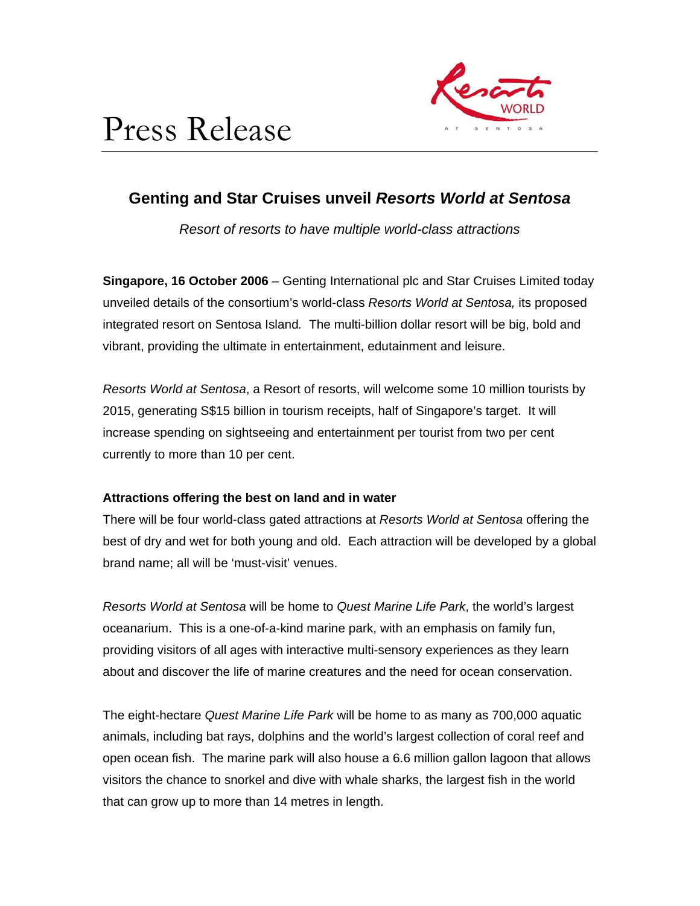# Press Release

## Genting and Star Cruises unveil *Resorts World at Sentosa*

*Resort of resorts to have multiple world-class attractions*

**Singapore, 16 October 2006** – Genting International plc and Star Cruises Limited today unveiled details of the consortium's world-class *Resorts World at Sentosa,* its proposed integrated resort on Sentosa Island*.* The multi-billion dollar resort will be big, bold and vibrant, providing the ultimate in entertainment, edutainment and leisure.

*Resorts World at Sentosa*, a Resort of resorts, will welcome some 10 million tourists by 2015, generating S$15 billion in tourism receipts, half of Singapore's target. It will increase spending on sightseeing and entertainment per tourist from two per cent currently to more than 10 per cent.

### Attractions offering the best on land and in water

There will be four world-class gated attractions at *Resorts World at Sentosa* offering the best of dry and wet for both young and old. Each attraction will be developed by a global brand name; all will be 'must-visit' venues.

*Resorts World at Sentosa* will be home to *Quest Marine Life Park*, the world's largest oceanarium. This is a one-of-a-kind marine park, with an emphasis on family fun, providing visitors of all ages with interactive multi-sensory experiences as they learn about and discover the life of marine creatures and the need for ocean conservation.

The eight-hectare *Quest Marine Life Park* will be home to as many as 700,000 aquatic animals, including bat rays, dolphins and the world's largest collection of coral reef and open ocean fish. The marine park will also house a 6.6 million gallon lagoon that allows visitors the chance to snorkel and dive with whale sharks, the largest fish in the world that can grow up to more than 14 metres in length.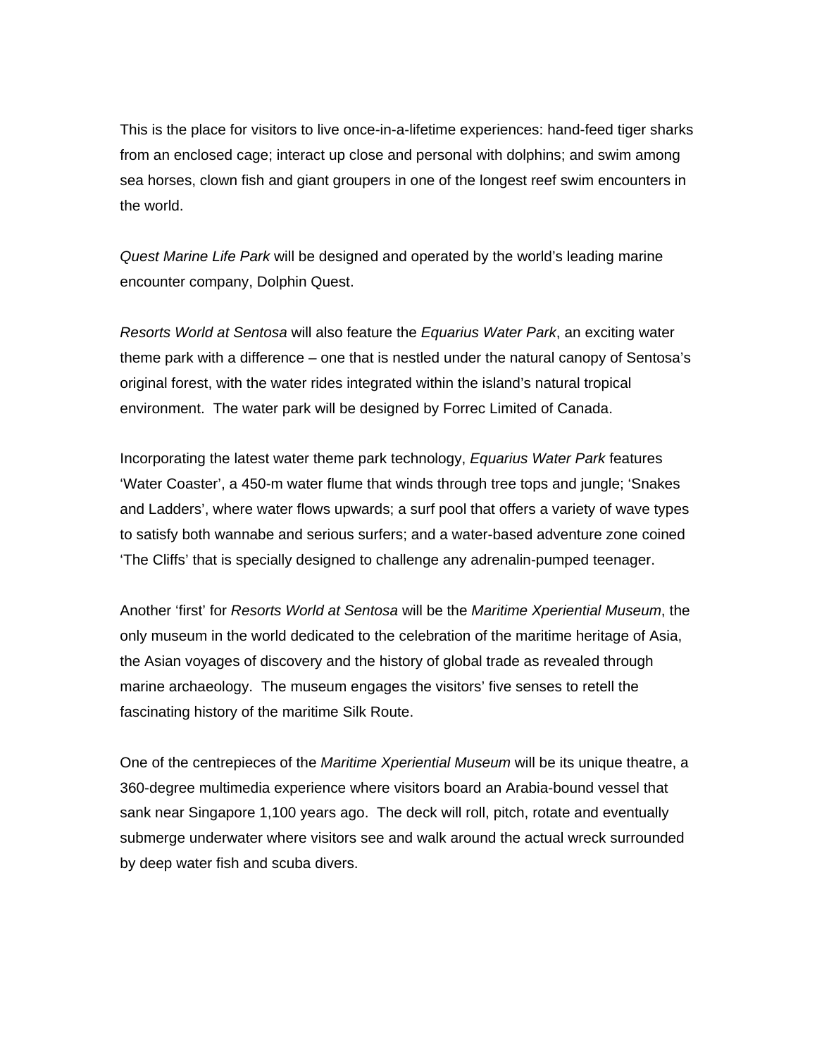This is the place for visitors to live once-in-a-lifetime experiences: hand-feed tiger sharks from an enclosed cage; interact up close and personal with dolphins; and swim among sea horses, clown fish and giant groupers in one of the longest reef swim encounters in the world.

*Quest Marine Life Park* will be designed and operated by the world's leading marine encounter company, Dolphin Quest.

*Resorts World at Sentosa* will also feature the *Equarius Water Park*, an exciting water theme park with a difference – one that is nestled under the natural canopy of Sentosa's original forest, with the water rides integrated within the island's natural tropical environment. The water park will be designed by Forrec Limited of Canada.

Incorporating the latest water theme park technology, *Equarius Water Park* features 'Water Coaster', a 450-m water flume that winds through tree tops and jungle; 'Snakes and Ladders', where water flows upwards; a surf pool that offers a variety of wave types to satisfy both wannabe and serious surfers; and a water-based adventure zone coined 'The Cliffs' that is specially designed to challenge any adrenalin-pumped teenager.

Another 'first' for *Resorts World at Sentosa* will be the *Maritime Xperiential Museum*, the only museum in the world dedicated to the celebration of the maritime heritage of Asia, the Asian voyages of discovery and the history of global trade as revealed through marine archaeology. The museum engages the visitors' five senses to retell the fascinating history of the maritime Silk Route.

One of the centrepieces of the *Maritime Xperiential Museum* will be its unique theatre, a 360-degree multimedia experience where visitors board an Arabia-bound vessel that sank near Singapore 1,100 years ago. The deck will roll, pitch, rotate and eventually submerge underwater where visitors see and walk around the actual wreck surrounded by deep water fish and scuba divers.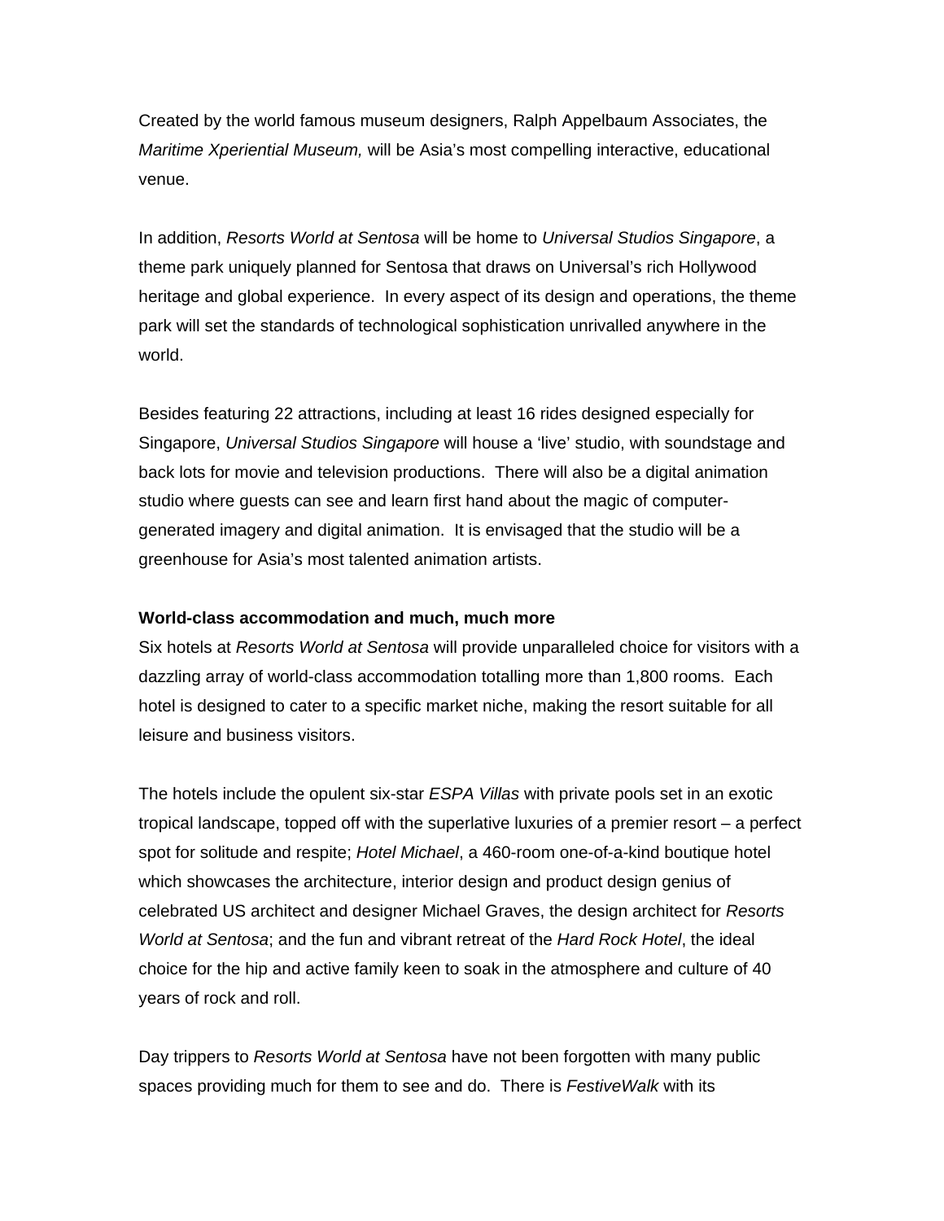Created by the world famous museum designers, Ralph Appelbaum Associates, the *Maritime Xperiential Museum,* will be Asia's most compelling interactive, educational venue.

In addition, *Resorts World at Sentosa* will be home to *Universal Studios Singapore*, a theme park uniquely planned for Sentosa that draws on Universal's rich Hollywood heritage and global experience. In every aspect of its design and operations, the theme park will set the standards of technological sophistication unrivalled anywhere in the world.

Besides featuring 22 attractions, including at least 16 rides designed especially for Singapore, *Universal Studios Singapore* will house a 'live' studio, with soundstage and back lots for movie and television productions. There will also be a digital animation studio where guests can see and learn first hand about the magic of computer-generated imagery and digital animation. It is envisaged that the studio will be a greenhouse for Asia's most talented animation artists.

**World-class accommodation and much, much more**

Six hotels at *Resorts World at Sentosa* will provide unparalleled choice for visitors with a dazzling array of world-class accommodation totalling more than 1,800 rooms. Each hotel is designed to cater to a specific market niche, making the resort suitable for all leisure and business visitors.

The hotels include the opulent six-star *ESPA Villas* with private pools set in an exotic tropical landscape, topped off with the superlative luxuries of a premier resort – a perfect spot for solitude and respite; *Hotel Michael*, a 460-room one-of-a-kind boutique hotel which showcases the architecture, interior design and product design genius of celebrated US architect and designer Michael Graves, the design architect for *Resorts World at Sentosa*; and the fun and vibrant retreat of the *Hard Rock Hotel*, the ideal choice for the hip and active family keen to soak in the atmosphere and culture of 40 years of rock and roll.

Day trippers to *Resorts World at Sentosa* have not been forgotten with many public spaces providing much for them to see and do. There is *FestiveWalk* with its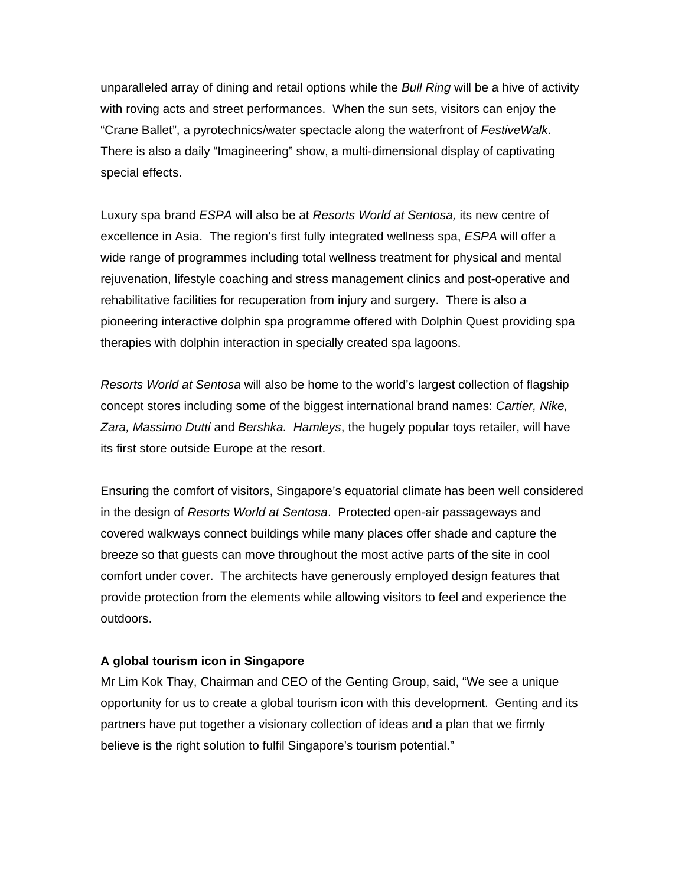unparalleled array of dining and retail options while the *Bull Ring* will be a hive of activity with roving acts and street performances. When the sun sets, visitors can enjoy the "Crane Ballet", a pyrotechnics/water spectacle along the waterfront of *FestiveWalk*. There is also a daily "Imagineering" show, a multi-dimensional display of captivating special effects.

Luxury spa brand *ESPA* will also be at *Resorts World at Sentosa,* its new centre of excellence in Asia. The region's first fully integrated wellness spa, *ESPA* will offer a wide range of programmes including total wellness treatment for physical and mental rejuvenation, lifestyle coaching and stress management clinics and post-operative and rehabilitative facilities for recuperation from injury and surgery. There is also a pioneering interactive dolphin spa programme offered with Dolphin Quest providing spa therapies with dolphin interaction in specially created spa lagoons.

*Resorts World at Sentosa* will also be home to the world's largest collection of flagship concept stores including some of the biggest international brand names: *Cartier, Nike, Zara, Massimo Dutti* and *Bershka. Hamleys*, the hugely popular toys retailer, will have its first store outside Europe at the resort.

Ensuring the comfort of visitors, Singapore's equatorial climate has been well considered in the design of *Resorts World at Sentosa*. Protected open-air passageways and covered walkways connect buildings while many places offer shade and capture the breeze so that guests can move throughout the most active parts of the site in cool comfort under cover. The architects have generously employed design features that provide protection from the elements while allowing visitors to feel and experience the outdoors.

**A global tourism icon in Singapore**

Mr Lim Kok Thay, Chairman and CEO of the Genting Group, said, "We see a unique opportunity for us to create a global tourism icon with this development. Genting and its partners have put together a visionary collection of ideas and a plan that we firmly believe is the right solution to fulfil Singapore's tourism potential."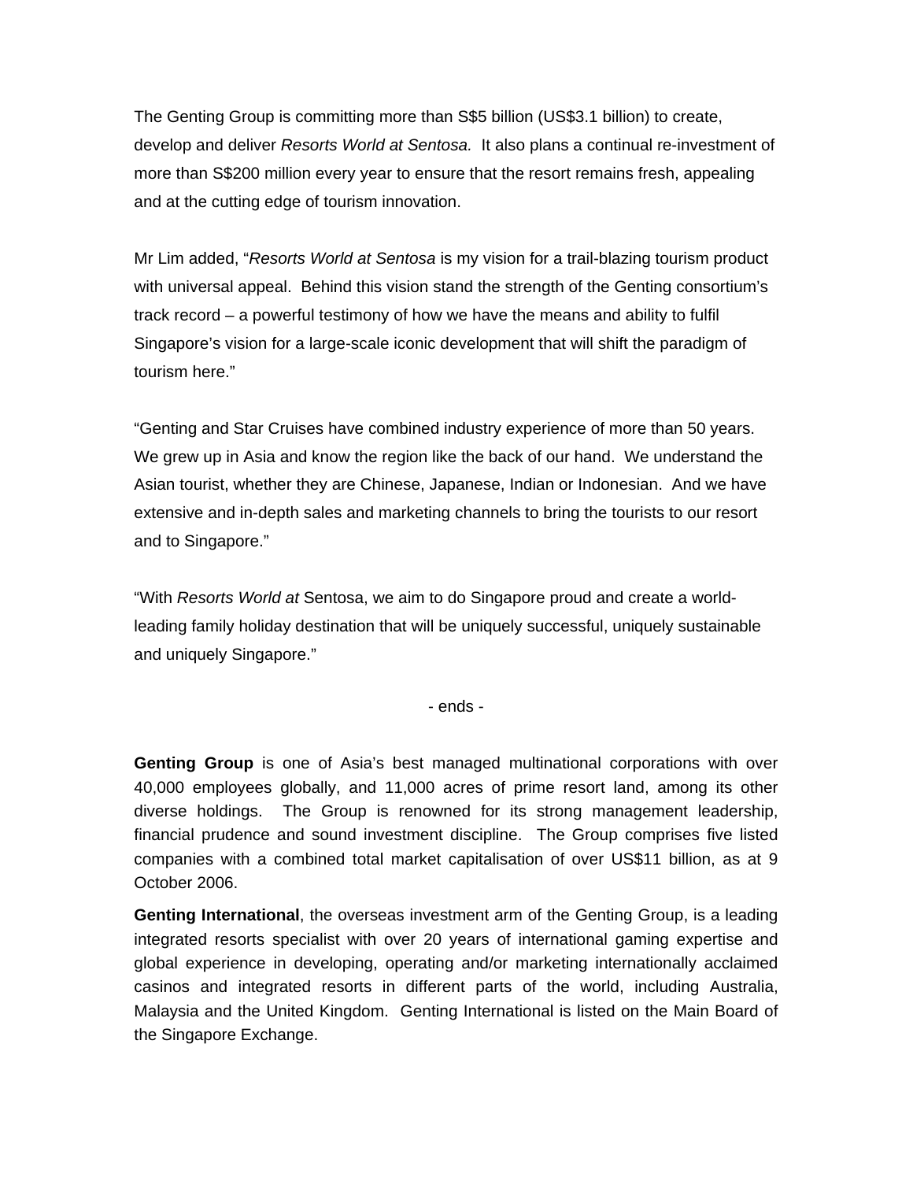The Genting Group is committing more than S$5 billion (US$3.1 billion) to create, develop and deliver *Resorts World at Sentosa.* It also plans a continual re-investment of more than S$200 million every year to ensure that the resort remains fresh, appealing and at the cutting edge of tourism innovation.

Mr Lim added, "*Resorts World at Sentosa* is my vision for a trail-blazing tourism product with universal appeal. Behind this vision stand the strength of the Genting consortium's track record – a powerful testimony of how we have the means and ability to fulfil Singapore's vision for a large-scale iconic development that will shift the paradigm of tourism here."

"Genting and Star Cruises have combined industry experience of more than 50 years. We grew up in Asia and know the region like the back of our hand. We understand the Asian tourist, whether they are Chinese, Japanese, Indian or Indonesian. And we have extensive and in-depth sales and marketing channels to bring the tourists to our resort and to Singapore."

"With *Resorts World at* Sentosa, we aim to do Singapore proud and create a world-leading family holiday destination that will be uniquely successful, uniquely sustainable and uniquely Singapore."

- ends -

**Genting Group** is one of Asia's best managed multinational corporations with over 40,000 employees globally, and 11,000 acres of prime resort land, among its other diverse holdings. The Group is renowned for its strong management leadership, financial prudence and sound investment discipline. The Group comprises five listed companies with a combined total market capitalisation of over US$11 billion, as at 9 October 2006.

**Genting International**, the overseas investment arm of the Genting Group, is a leading integrated resorts specialist with over 20 years of international gaming expertise and global experience in developing, operating and/or marketing internationally acclaimed casinos and integrated resorts in different parts of the world, including Australia, Malaysia and the United Kingdom. Genting International is listed on the Main Board of the Singapore Exchange.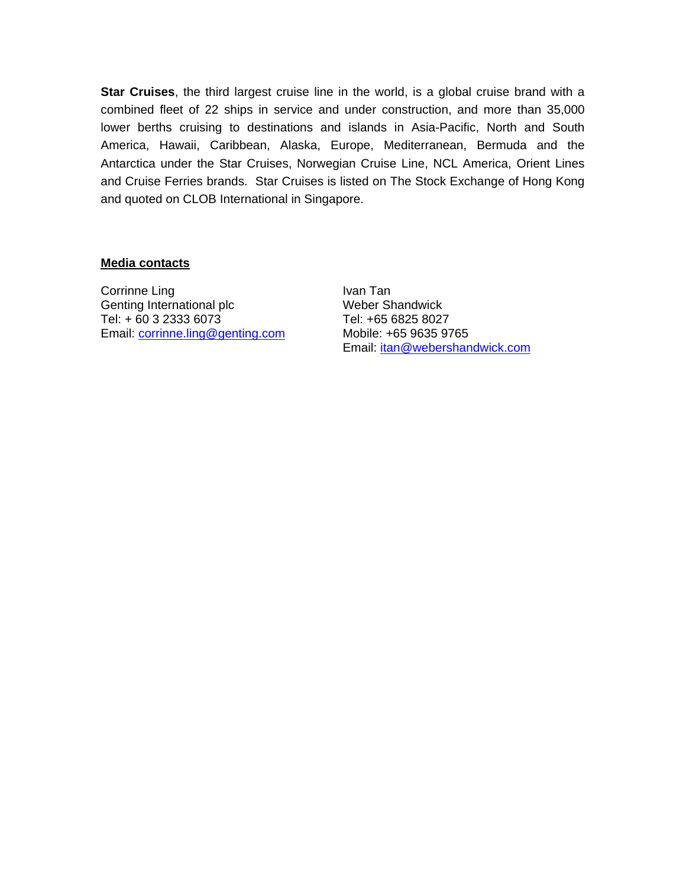**Star Cruises**, the third largest cruise line in the world, is a global cruise brand with a combined fleet of 22 ships in service and under construction, and more than 35,000 lower berths cruising to destinations and islands in Asia-Pacific, North and South America, Hawaii, Caribbean, Alaska, Europe, Mediterranean, Bermuda and the Antarctica under the Star Cruises, Norwegian Cruise Line, NCL America, Orient Lines and Cruise Ferries brands. Star Cruises is listed on The Stock Exchange of Hong Kong and quoted on CLOB International in Singapore.

**Media contacts**

Corrinne Ling
Genting International plc
Tel: + 60 3 2333 6073
Email: corrinne.ling@genting.com

Ivan Tan
Weber Shandwick
Tel: +65 6825 8027
Mobile: +65 9635 9765
Email: itan@webershandwick.com